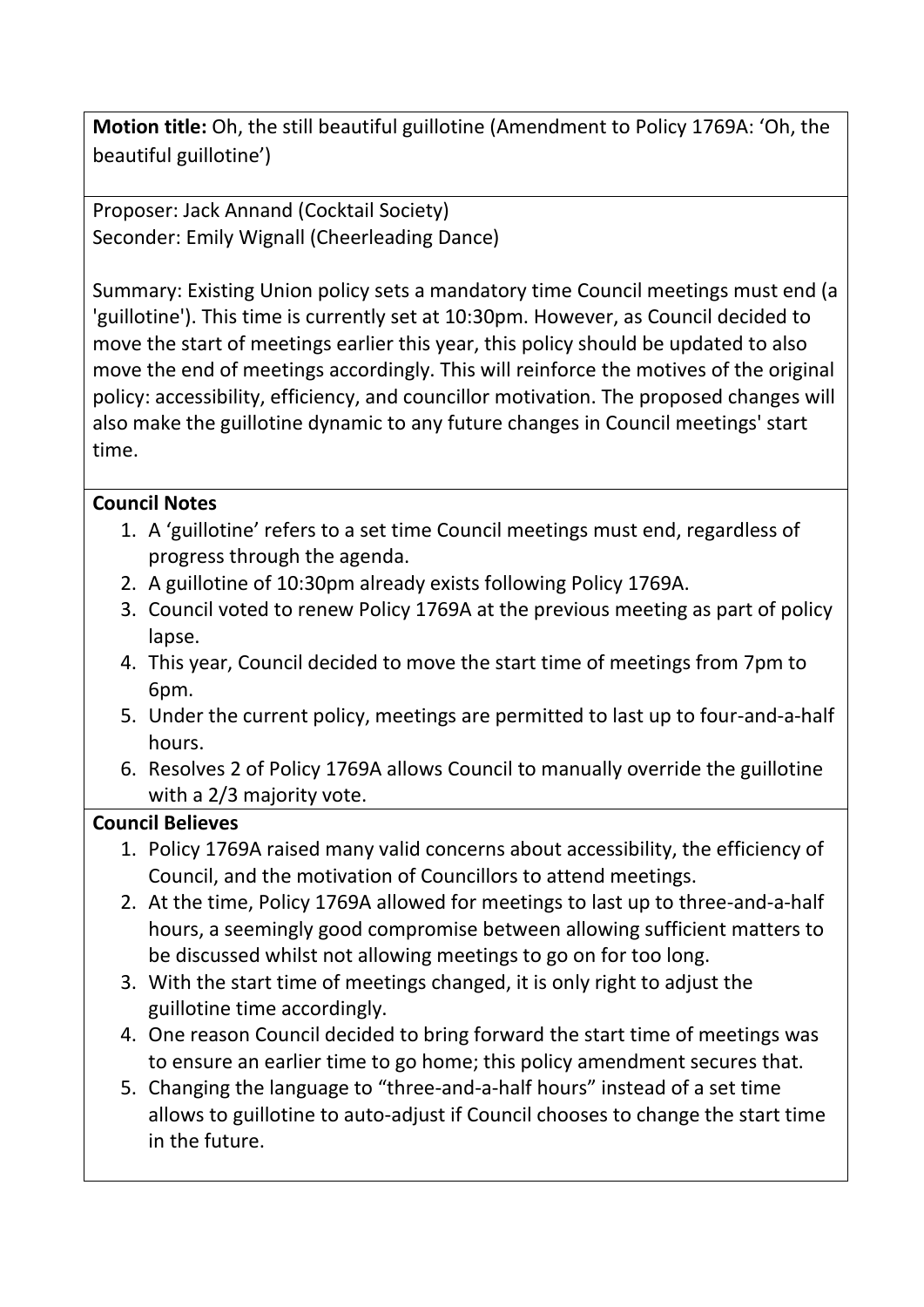**Motion title:** Oh, the still beautiful guillotine (Amendment to Policy 1769A: 'Oh, the beautiful guillotine')

Proposer: Jack Annand (Cocktail Society)
Seconder: Emily Wignall (Cheerleading Dance)

Summary: Existing Union policy sets a mandatory time Council meetings must end (a 'guillotine'). This time is currently set at 10:30pm. However, as Council decided to move the start of meetings earlier this year, this policy should be updated to also move the end of meetings accordingly. This will reinforce the motives of the original policy: accessibility, efficiency, and councillor motivation. The proposed changes will also make the guillotine dynamic to any future changes in Council meetings' start time.

**Council Notes**

1. A 'guillotine' refers to a set time Council meetings must end, regardless of progress through the agenda.
2. A guillotine of 10:30pm already exists following Policy 1769A.
3. Council voted to renew Policy 1769A at the previous meeting as part of policy lapse.
4. This year, Council decided to move the start time of meetings from 7pm to 6pm.
5. Under the current policy, meetings are permitted to last up to four-and-a-half hours.
6. Resolves 2 of Policy 1769A allows Council to manually override the guillotine with a 2/3 majority vote.

**Council Believes**

1. Policy 1769A raised many valid concerns about accessibility, the efficiency of Council, and the motivation of Councillors to attend meetings.
2. At the time, Policy 1769A allowed for meetings to last up to three-and-a-half hours, a seemingly good compromise between allowing sufficient matters to be discussed whilst not allowing meetings to go on for too long.
3. With the start time of meetings changed, it is only right to adjust the guillotine time accordingly.
4. One reason Council decided to bring forward the start time of meetings was to ensure an earlier time to go home; this policy amendment secures that.
5. Changing the language to "three-and-a-half hours" instead of a set time allows to guillotine to auto-adjust if Council chooses to change the start time in the future.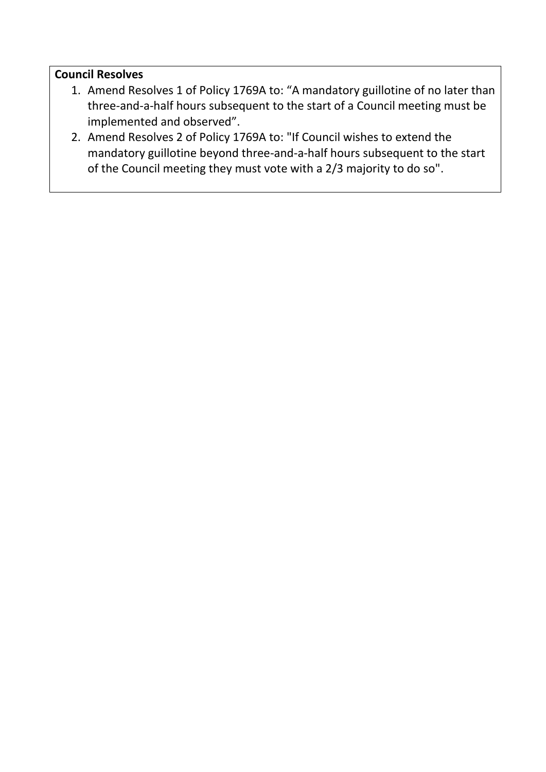**Council Resolves**

1. Amend Resolves 1 of Policy 1769A to: "A mandatory guillotine of no later than three-and-a-half hours subsequent to the start of a Council meeting must be implemented and observed".
2. Amend Resolves 2 of Policy 1769A to: "If Council wishes to extend the mandatory guillotine beyond three-and-a-half hours subsequent to the start of the Council meeting they must vote with a 2/3 majority to do so".